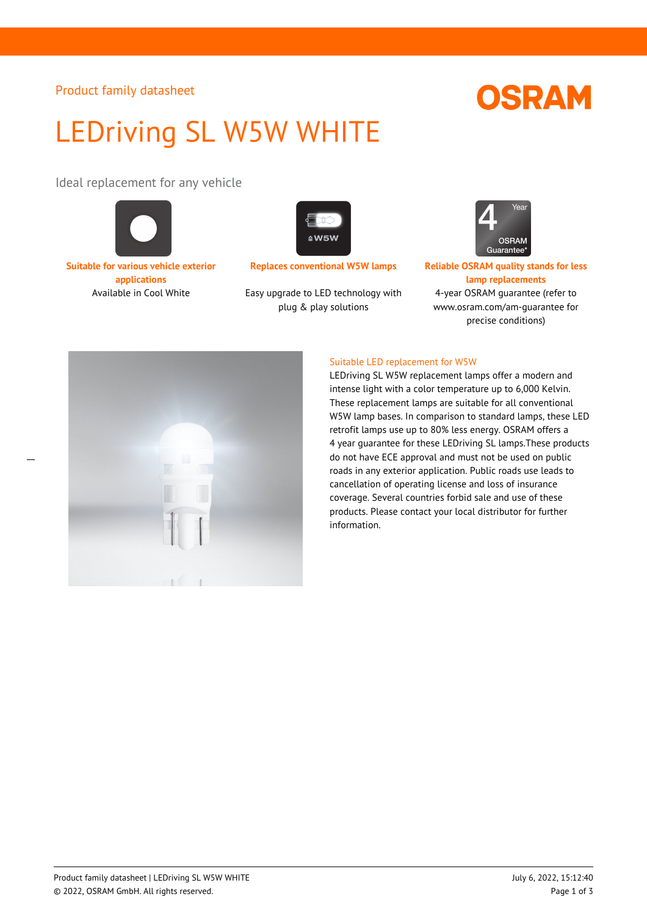Product family datasheet

# LEDriving SL W5W WHITE

Ideal replacement for any vehicle

**Suitable for various vehicle exterior applications**

Available in Cool White

**Replaces conventional W5W lamps**

Easy upgrade to LED technology with plug & play solutions

**Reliable OSRAM quality stands for less lamp replacements**

4-year OSRAM guarantee (refer to www.osram.com/am-guarantee for precise conditions)

## Suitable LED replacement for W5W

LEDriving SL W5W replacement lamps offer a modern and intense light with a color temperature up to 6,000 Kelvin. These replacement lamps are suitable for all conventional W5W lamp bases. In comparison to standard lamps, these LED retrofit lamps use up to 80% less energy. OSRAM offers a 4 year guarantee for these LEDriving SL lamps.These products do not have ECE approval and must not be used on public roads in any exterior application. Public roads use leads to cancellation of operating license and loss of insurance coverage. Several countries forbid sale and use of these products. Please contact your local distributor for further information.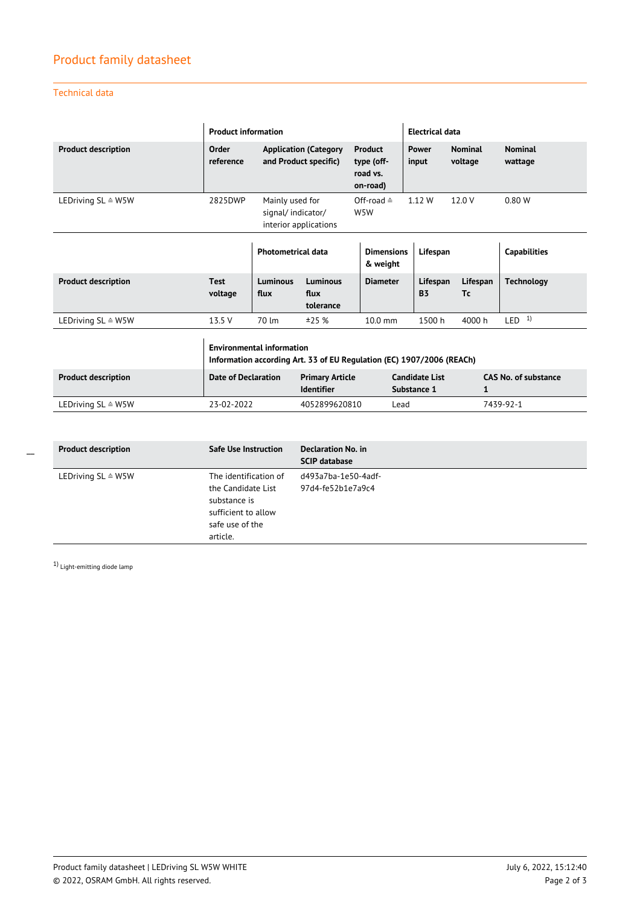## Product family datasheet

### Technical data

| | Product information | | | Electrical data | | |
|---|---|---|---|---|---|---|
| **Product description** | **Order reference** | **Application (Category and Product specific)** | **Product type (off-road vs. on-road)** | **Power input** | **Nominal voltage** | **Nominal wattage** |
| LEDriving SL ≙ W5W | 2825DWP | Mainly used for signal/ indicator/ interior applications | Off-road ≙ W5W | 1.12 W | 12.0 V | 0.80 W |

| | | Photometrical data | | Dimensions & weight | Lifespan | | Capabilities |
|---|---|---|---|---|---|---|---|
| **Product description** | **Test voltage** | **Luminous flux** | **Luminous flux tolerance** | **Diameter** | **Lifespan B3** | **Lifespan Tc** | **Technology** |
| LEDriving SL ≙ W5W | 13.5 V | 70 lm | ±25 % | 10.0 mm | 1500 h | 4000 h | LED [1] |

| | Environmental information Information according Art. 33 of EU Regulation (EC) 1907/2006 (REACh) | | | |
|---|---|---|---|---|
| **Product description** | **Date of Declaration** | **Primary Article Identifier** | **Candidate List Substance 1** | **CAS No. of substance 1** |
| LEDriving SL ≙ W5W | 23-02-2022 | 4052899620810 | Lead | 7439-92-1 |

| **Product description** | **Safe Use Instruction** | **Declaration No. in SCIP database** |
|---|---|---|
| LEDriving SL ≙ W5W | The identification of the Candidate List substance is sufficient to allow safe use of the article. | d493a7ba-1e50-4adf-97d4-fe52b1e7a9c4 |

[1] Light-emitting diode lamp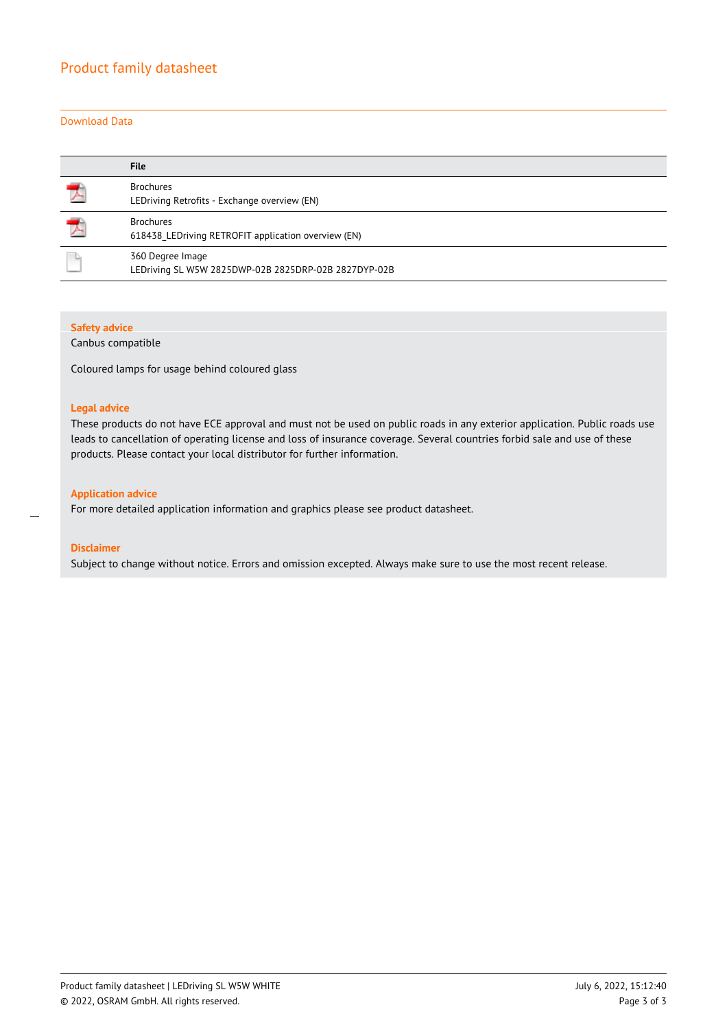# Product family datasheet

## Download Data

| | File |
|---|---|
| | Brochures<br>LEDriving Retrofits - Exchange overview (EN) |
| | Brochures<br>618438_LEDriving RETROFIT application overview (EN) |
| | 360 Degree Image<br>LEDriving SL W5W 2825DWP-02B 2825DRP-02B 2827DYP-02B |

### Safety advice

Canbus compatible

Coloured lamps for usage behind coloured glass

### Legal advice

These products do not have ECE approval and must not be used on public roads in any exterior application. Public roads use leads to cancellation of operating license and loss of insurance coverage. Several countries forbid sale and use of these products. Please contact your local distributor for further information.

### Application advice

For more detailed application information and graphics please see product datasheet.

### Disclaimer

Subject to change without notice. Errors and omission excepted. Always make sure to use the most recent release.